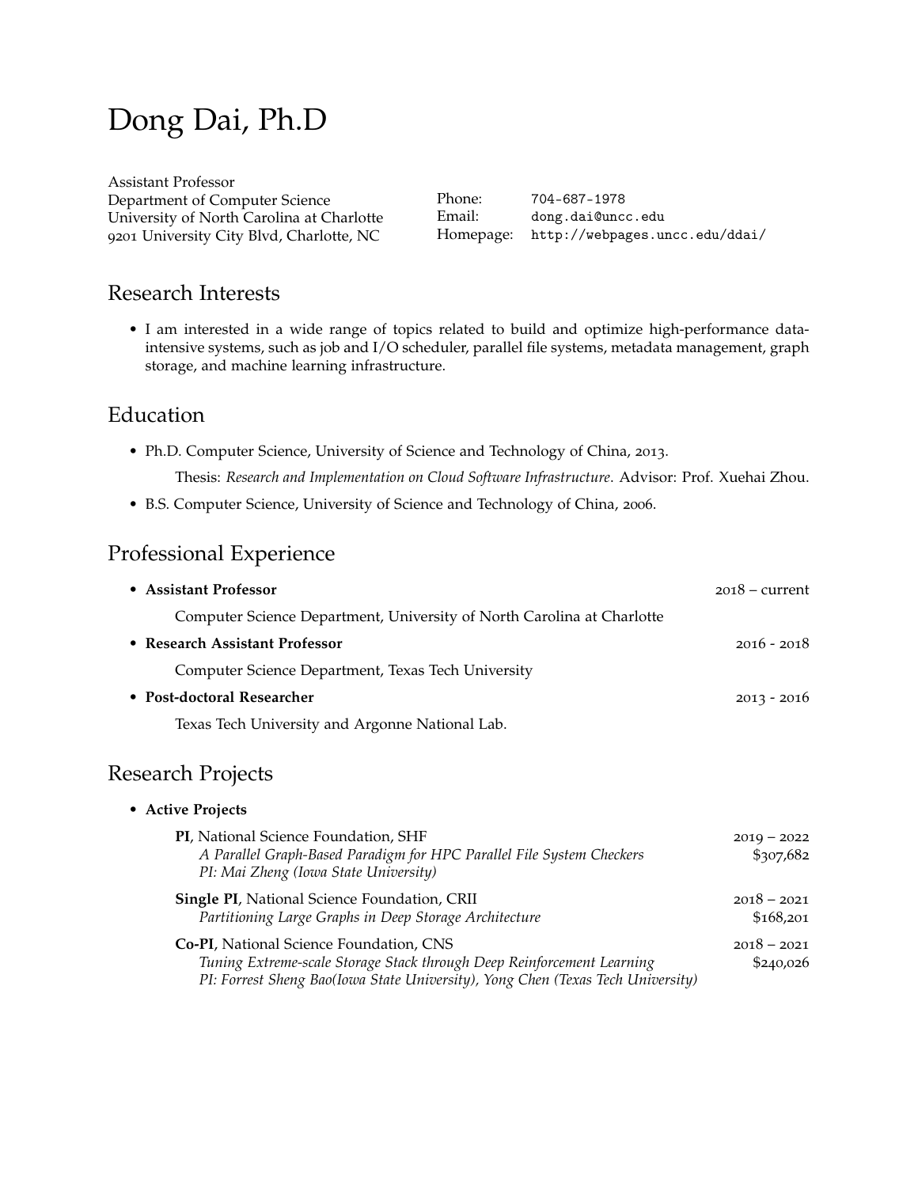# Dong Dai, Ph.D

Assistant Professor
Department of Computer Science
University of North Carolina at Charlotte
9201 University City Blvd, Charlotte, NC

Phone: 704-687-1978
Email: dong.dai@uncc.edu
Homepage: http://webpages.uncc.edu/ddai/

## Research Interests

- I am interested in a wide range of topics related to build and optimize high-performance data-intensive systems, such as job and I/O scheduler, parallel file systems, metadata management, graph storage, and machine learning infrastructure.

## Education

- Ph.D. Computer Science, University of Science and Technology of China, 2013.

  Thesis: *Research and Implementation on Cloud Software Infrastructure*. Advisor: Prof. Xuehai Zhou.

- B.S. Computer Science, University of Science and Technology of China, 2006.

## Professional Experience

- **Assistant Professor** — 2018 – current

  Computer Science Department, University of North Carolina at Charlotte

- **Research Assistant Professor** — 2016 - 2018

  Computer Science Department, Texas Tech University

- **Post-doctoral Researcher** — 2013 - 2016

  Texas Tech University and Argonne National Lab.

## Research Projects

- **Active Projects**

  **PI**, National Science Foundation, SHF — 2019 – 2022
  *A Parallel Graph-Based Paradigm for HPC Parallel File System Checkers* — $307,682
  *PI: Mai Zheng (Iowa State University)*

  **Single PI**, National Science Foundation, CRII — 2018 – 2021
  *Partitioning Large Graphs in Deep Storage Architecture* — $168,201

  **Co-PI**, National Science Foundation, CNS — 2018 – 2021
  *Tuning Extreme-scale Storage Stack through Deep Reinforcement Learning* — $240,026
  *PI: Forrest Sheng Bao(Iowa State University), Yong Chen (Texas Tech University)*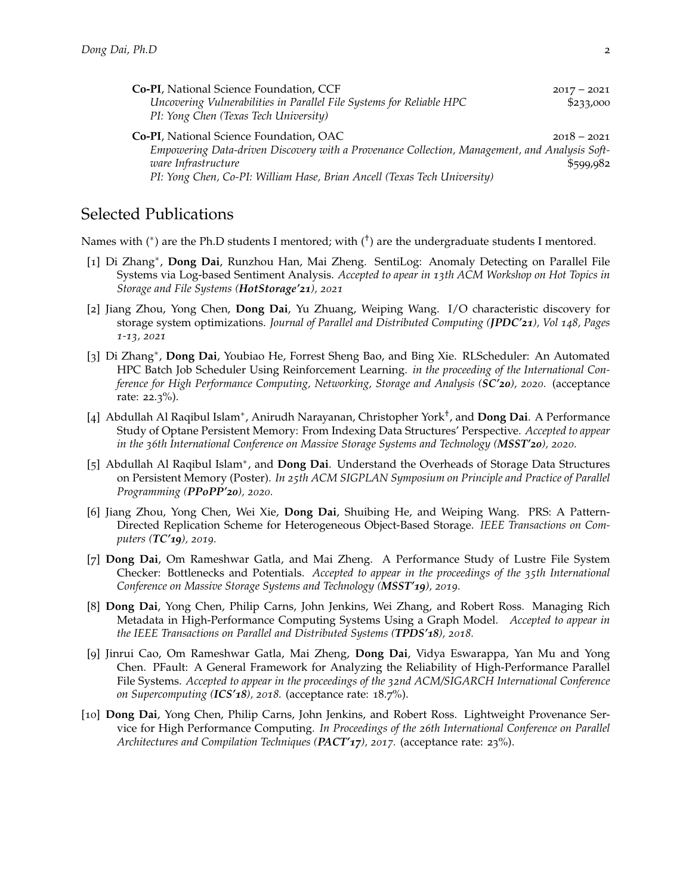**Co-PI**, National Science Foundation, CCF 2017 – 2021
*Uncovering Vulnerabilities in Parallel File Systems for Reliable HPC* $233,000
*PI: Yong Chen (Texas Tech University)*

**Co-PI**, National Science Foundation, OAC 2018 – 2021
*Empowering Data-driven Discovery with a Provenance Collection, Management, and Analysis Software Infrastructure* $599,982
*PI: Yong Chen, Co-PI: William Hase, Brian Ancell (Texas Tech University)*

## Selected Publications

Names with (*) are the Ph.D students I mentored; with (†) are the undergraduate students I mentored.

[1] Di Zhang*, **Dong Dai**, Runzhou Han, Mai Zheng. SentiLog: Anomaly Detecting on Parallel File Systems via Log-based Sentiment Analysis. *Accepted to apear in 13th ACM Workshop on Hot Topics in Storage and File Systems (**HotStorage'21**), 2021*

[2] Jiang Zhou, Yong Chen, **Dong Dai**, Yu Zhuang, Weiping Wang. I/O characteristic discovery for storage system optimizations. *Journal of Parallel and Distributed Computing (**JPDC'21**), Vol 148, Pages 1-13, 2021*

[3] Di Zhang*, **Dong Dai**, Youbiao He, Forrest Sheng Bao, and Bing Xie. RLScheduler: An Automated HPC Batch Job Scheduler Using Reinforcement Learning. *in the proceeding of the International Conference for High Performance Computing, Networking, Storage and Analysis (**SC'20**), 2020.* (acceptance rate: 22.3%).

[4] Abdullah Al Raqibul Islam*, Anirudh Narayanan, Christopher York†, and **Dong Dai**. A Performance Study of Optane Persistent Memory: From Indexing Data Structures' Perspective. *Accepted to appear in the 36th International Conference on Massive Storage Systems and Technology (**MSST'20**), 2020.*

[5] Abdullah Al Raqibul Islam*, and **Dong Dai**. Understand the Overheads of Storage Data Structures on Persistent Memory (Poster). *In 25th ACM SIGPLAN Symposium on Principle and Practice of Parallel Programming (**PPoPP'20**), 2020.*

[6] Jiang Zhou, Yong Chen, Wei Xie, **Dong Dai**, Shuibing He, and Weiping Wang. PRS: A Pattern-Directed Replication Scheme for Heterogeneous Object-Based Storage. *IEEE Transactions on Computers (**TC'19**), 2019.*

[7] **Dong Dai**, Om Rameshwar Gatla, and Mai Zheng. A Performance Study of Lustre File System Checker: Bottlenecks and Potentials. *Accepted to appear in the proceedings of the 35th International Conference on Massive Storage Systems and Technology (**MSST'19**), 2019.*

[8] **Dong Dai**, Yong Chen, Philip Carns, John Jenkins, Wei Zhang, and Robert Ross. Managing Rich Metadata in High-Performance Computing Systems Using a Graph Model. *Accepted to appear in the IEEE Transactions on Parallel and Distributed Systems (**TPDS'18**), 2018.*

[9] Jinrui Cao, Om Rameshwar Gatla, Mai Zheng, **Dong Dai**, Vidya Eswarappa, Yan Mu and Yong Chen. PFault: A General Framework for Analyzing the Reliability of High-Performance Parallel File Systems. *Accepted to appear in the proceedings of the 32nd ACM/SIGARCH International Conference on Supercomputing (**ICS'18**), 2018.* (acceptance rate: 18.7%).

[10] **Dong Dai**, Yong Chen, Philip Carns, John Jenkins, and Robert Ross. Lightweight Provenance Service for High Performance Computing. *In Proceedings of the 26th International Conference on Parallel Architectures and Compilation Techniques (**PACT'17**), 2017.* (acceptance rate: 23%).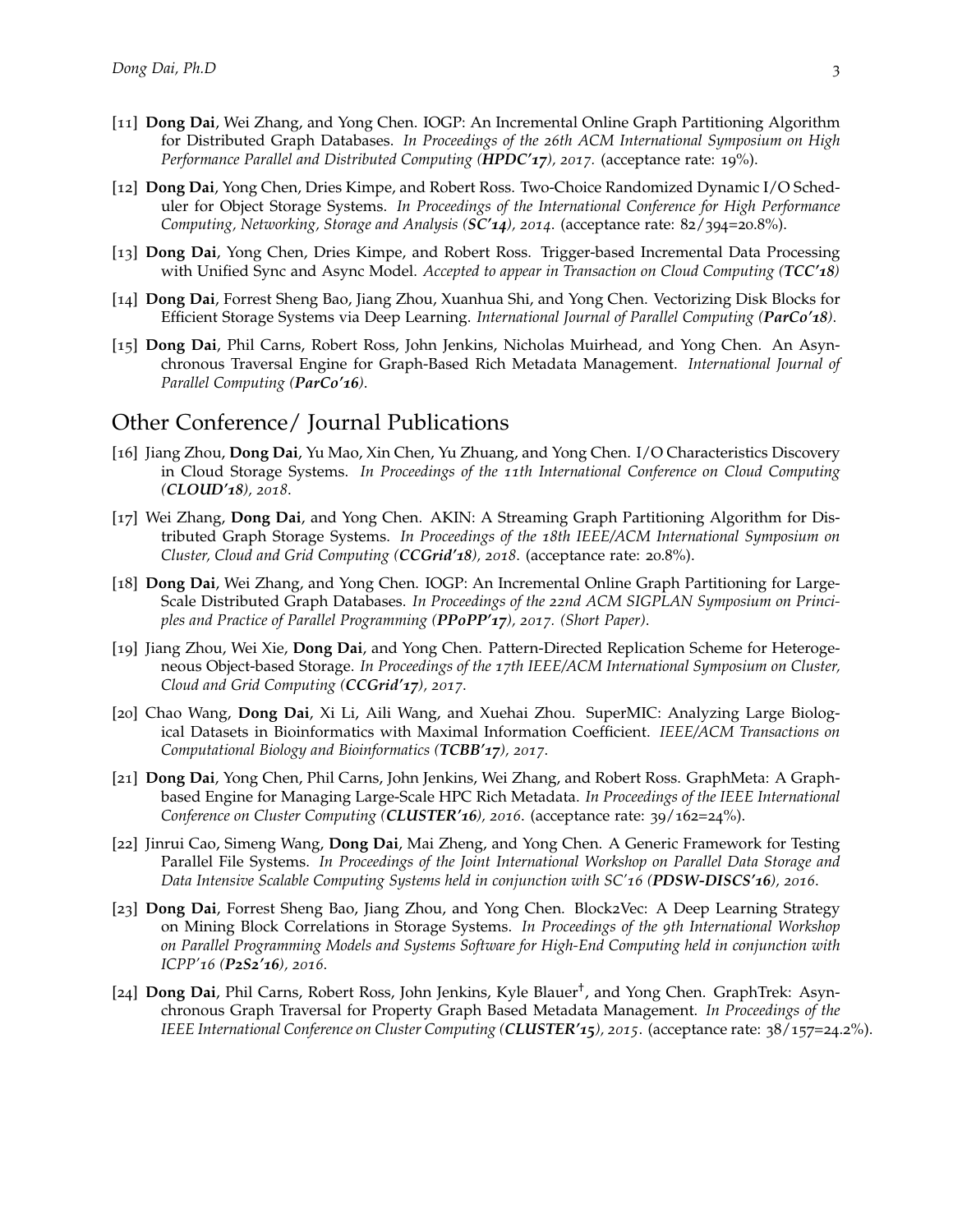[11] **Dong Dai**, Wei Zhang, and Yong Chen. IOGP: An Incremental Online Graph Partitioning Algorithm for Distributed Graph Databases. *In Proceedings of the 26th ACM International Symposium on High Performance Parallel and Distributed Computing (**HPDC'17**), 2017*. (acceptance rate: 19%).

[12] **Dong Dai**, Yong Chen, Dries Kimpe, and Robert Ross. Two-Choice Randomized Dynamic I/O Scheduler for Object Storage Systems. *In Proceedings of the International Conference for High Performance Computing, Networking, Storage and Analysis (**SC'14**), 2014*. (acceptance rate: 82/394=20.8%).

[13] **Dong Dai**, Yong Chen, Dries Kimpe, and Robert Ross. Trigger-based Incremental Data Processing with Unified Sync and Async Model. *Accepted to appear in Transaction on Cloud Computing (**TCC'18**)*

[14] **Dong Dai**, Forrest Sheng Bao, Jiang Zhou, Xuanhua Shi, and Yong Chen. Vectorizing Disk Blocks for Efficient Storage Systems via Deep Learning. *International Journal of Parallel Computing (**ParCo'18**)*.

[15] **Dong Dai**, Phil Carns, Robert Ross, John Jenkins, Nicholas Muirhead, and Yong Chen. An Asynchronous Traversal Engine for Graph-Based Rich Metadata Management. *International Journal of Parallel Computing (**ParCo'16**)*.

## Other Conference/ Journal Publications

[16] Jiang Zhou, **Dong Dai**, Yu Mao, Xin Chen, Yu Zhuang, and Yong Chen. I/O Characteristics Discovery in Cloud Storage Systems. *In Proceedings of the 11th International Conference on Cloud Computing (**CLOUD'18**), 2018*.

[17] Wei Zhang, **Dong Dai**, and Yong Chen. AKIN: A Streaming Graph Partitioning Algorithm for Distributed Graph Storage Systems. *In Proceedings of the 18th IEEE/ACM International Symposium on Cluster, Cloud and Grid Computing (**CCGrid'18**), 2018*. (acceptance rate: 20.8%).

[18] **Dong Dai**, Wei Zhang, and Yong Chen. IOGP: An Incremental Online Graph Partitioning for Large-Scale Distributed Graph Databases. *In Proceedings of the 22nd ACM SIGPLAN Symposium on Principles and Practice of Parallel Programming (**PPoPP'17**), 2017. (Short Paper)*.

[19] Jiang Zhou, Wei Xie, **Dong Dai**, and Yong Chen. Pattern-Directed Replication Scheme for Heterogeneous Object-based Storage. *In Proceedings of the 17th IEEE/ACM International Symposium on Cluster, Cloud and Grid Computing (**CCGrid'17**), 2017*.

[20] Chao Wang, **Dong Dai**, Xi Li, Aili Wang, and Xuehai Zhou. SuperMIC: Analyzing Large Biological Datasets in Bioinformatics with Maximal Information Coefficient. *IEEE/ACM Transactions on Computational Biology and Bioinformatics (**TCBB'17**), 2017*.

[21] **Dong Dai**, Yong Chen, Phil Carns, John Jenkins, Wei Zhang, and Robert Ross. GraphMeta: A Graph-based Engine for Managing Large-Scale HPC Rich Metadata. *In Proceedings of the IEEE International Conference on Cluster Computing (**CLUSTER'16**), 2016*. (acceptance rate: 39/162=24%).

[22] Jinrui Cao, Simeng Wang, **Dong Dai**, Mai Zheng, and Yong Chen. A Generic Framework for Testing Parallel File Systems. *In Proceedings of the Joint International Workshop on Parallel Data Storage and Data Intensive Scalable Computing Systems held in conjunction with SC'16 (**PDSW-DISCS'16**), 2016*.

[23] **Dong Dai**, Forrest Sheng Bao, Jiang Zhou, and Yong Chen. Block2Vec: A Deep Learning Strategy on Mining Block Correlations in Storage Systems. *In Proceedings of the 9th International Workshop on Parallel Programming Models and Systems Software for High-End Computing held in conjunction with ICPP'16 (**P2S2'16**), 2016*.

[24] **Dong Dai**, Phil Carns, Robert Ross, John Jenkins, Kyle Blauer†, and Yong Chen. GraphTrek: Asynchronous Graph Traversal for Property Graph Based Metadata Management. *In Proceedings of the IEEE International Conference on Cluster Computing (**CLUSTER'15**), 2015*. (acceptance rate: 38/157=24.2%).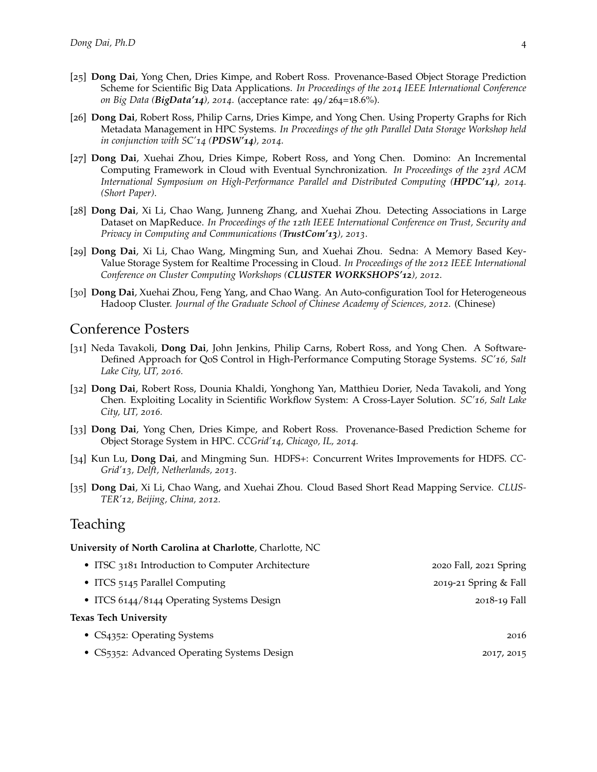[25] **Dong Dai**, Yong Chen, Dries Kimpe, and Robert Ross. Provenance-Based Object Storage Prediction Scheme for Scientific Big Data Applications. *In Proceedings of the 2014 IEEE International Conference on Big Data (**BigData'14**), 2014*. (acceptance rate: 49/264=18.6%).

[26] **Dong Dai**, Robert Ross, Philip Carns, Dries Kimpe, and Yong Chen. Using Property Graphs for Rich Metadata Management in HPC Systems. *In Proceedings of the 9th Parallel Data Storage Workshop held in conjunction with SC'14 (**PDSW'14**), 2014*.

[27] **Dong Dai**, Xuehai Zhou, Dries Kimpe, Robert Ross, and Yong Chen. Domino: An Incremental Computing Framework in Cloud with Eventual Synchronization. *In Proceedings of the 23rd ACM International Symposium on High-Performance Parallel and Distributed Computing (**HPDC'14**), 2014. (Short Paper)*.

[28] **Dong Dai**, Xi Li, Chao Wang, Junneng Zhang, and Xuehai Zhou. Detecting Associations in Large Dataset on MapReduce. *In Proceedings of the 12th IEEE International Conference on Trust, Security and Privacy in Computing and Communications (**TrustCom'13**), 2013*.

[29] **Dong Dai**, Xi Li, Chao Wang, Mingming Sun, and Xuehai Zhou. Sedna: A Memory Based Key-Value Storage System for Realtime Processing in Cloud. *In Proceedings of the 2012 IEEE International Conference on Cluster Computing Workshops (**CLUSTER WORKSHOPS'12**), 2012*.

[30] **Dong Dai**, Xuehai Zhou, Feng Yang, and Chao Wang. An Auto-configuration Tool for Heterogeneous Hadoop Cluster. *Journal of the Graduate School of Chinese Academy of Sciences, 2012*. (Chinese)

## Conference Posters

[31] Neda Tavakoli, **Dong Dai**, John Jenkins, Philip Carns, Robert Ross, and Yong Chen. A Software-Defined Approach for QoS Control in High-Performance Computing Storage Systems. *SC'16, Salt Lake City, UT, 2016.*

[32] **Dong Dai**, Robert Ross, Dounia Khaldi, Yonghong Yan, Matthieu Dorier, Neda Tavakoli, and Yong Chen. Exploiting Locality in Scientific Workflow System: A Cross-Layer Solution. *SC'16, Salt Lake City, UT, 2016.*

[33] **Dong Dai**, Yong Chen, Dries Kimpe, and Robert Ross. Provenance-Based Prediction Scheme for Object Storage System in HPC. *CCGrid'14, Chicago, IL, 2014.*

[34] Kun Lu, **Dong Dai**, and Mingming Sun. HDFS+: Concurrent Writes Improvements for HDFS. *CCGrid'13, Delft, Netherlands, 2013.*

[35] **Dong Dai**, Xi Li, Chao Wang, and Xuehai Zhou. Cloud Based Short Read Mapping Service. *CLUSTER'12, Beijing, China, 2012.*

## Teaching

**University of North Carolina at Charlotte**, Charlotte, NC

- ITSC 3181 Introduction to Computer Architecture — 2020 Fall, 2021 Spring
- ITCS 5145 Parallel Computing — 2019-21 Spring & Fall
- ITCS 6144/8144 Operating Systems Design — 2018-19 Fall

**Texas Tech University**

- CS4352: Operating Systems — 2016
- CS5352: Advanced Operating Systems Design — 2017, 2015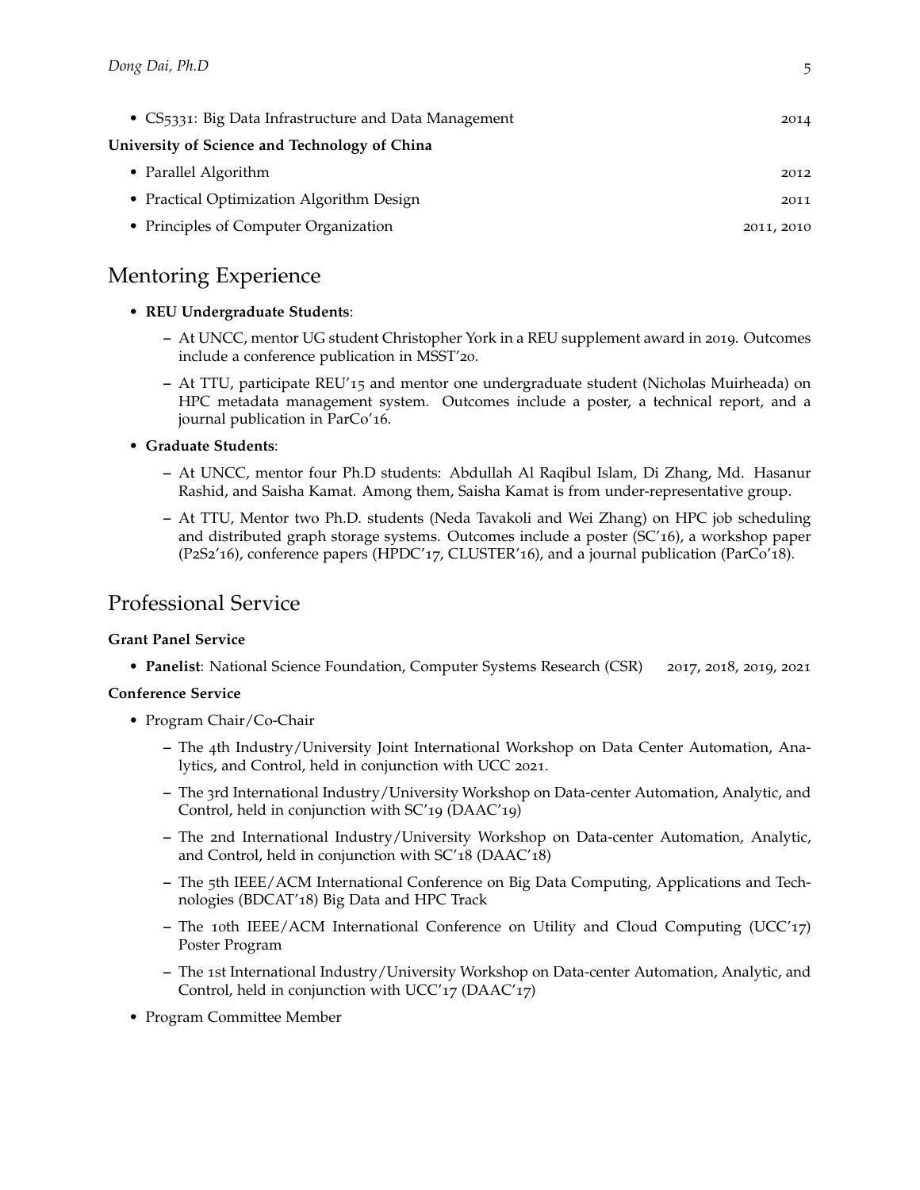- CS5331: Big Data Infrastructure and Data Management 2014

**University of Science and Technology of China**

- Parallel Algorithm 2012
- Practical Optimization Algorithm Design 2011
- Principles of Computer Organization 2011, 2010

## Mentoring Experience

- **REU Undergraduate Students**:
  - At UNCC, mentor UG student Christopher York in a REU supplement award in 2019. Outcomes include a conference publication in MSST'20.
  - At TTU, participate REU'15 and mentor one undergraduate student (Nicholas Muirheada) on HPC metadata management system. Outcomes include a poster, a technical report, and a journal publication in ParCo'16.
- **Graduate Students**:
  - At UNCC, mentor four Ph.D students: Abdullah Al Raqibul Islam, Di Zhang, Md. Hasanur Rashid, and Saisha Kamat. Among them, Saisha Kamat is from under-representative group.
  - At TTU, Mentor two Ph.D. students (Neda Tavakoli and Wei Zhang) on HPC job scheduling and distributed graph storage systems. Outcomes include a poster (SC'16), a workshop paper (P2S2'16), conference papers (HPDC'17, CLUSTER'16), and a journal publication (ParCo'18).

## Professional Service

**Grant Panel Service**

- **Panelist**: National Science Foundation, Computer Systems Research (CSR) 2017, 2018, 2019, 2021

**Conference Service**

- Program Chair/Co-Chair
  - The 4th Industry/University Joint International Workshop on Data Center Automation, Analytics, and Control, held in conjunction with UCC 2021.
  - The 3rd International Industry/University Workshop on Data-center Automation, Analytic, and Control, held in conjunction with SC'19 (DAAC'19)
  - The 2nd International Industry/University Workshop on Data-center Automation, Analytic, and Control, held in conjunction with SC'18 (DAAC'18)
  - The 5th IEEE/ACM International Conference on Big Data Computing, Applications and Technologies (BDCAT'18) Big Data and HPC Track
  - The 10th IEEE/ACM International Conference on Utility and Cloud Computing (UCC'17) Poster Program
  - The 1st International Industry/University Workshop on Data-center Automation, Analytic, and Control, held in conjunction with UCC'17 (DAAC'17)
- Program Committee Member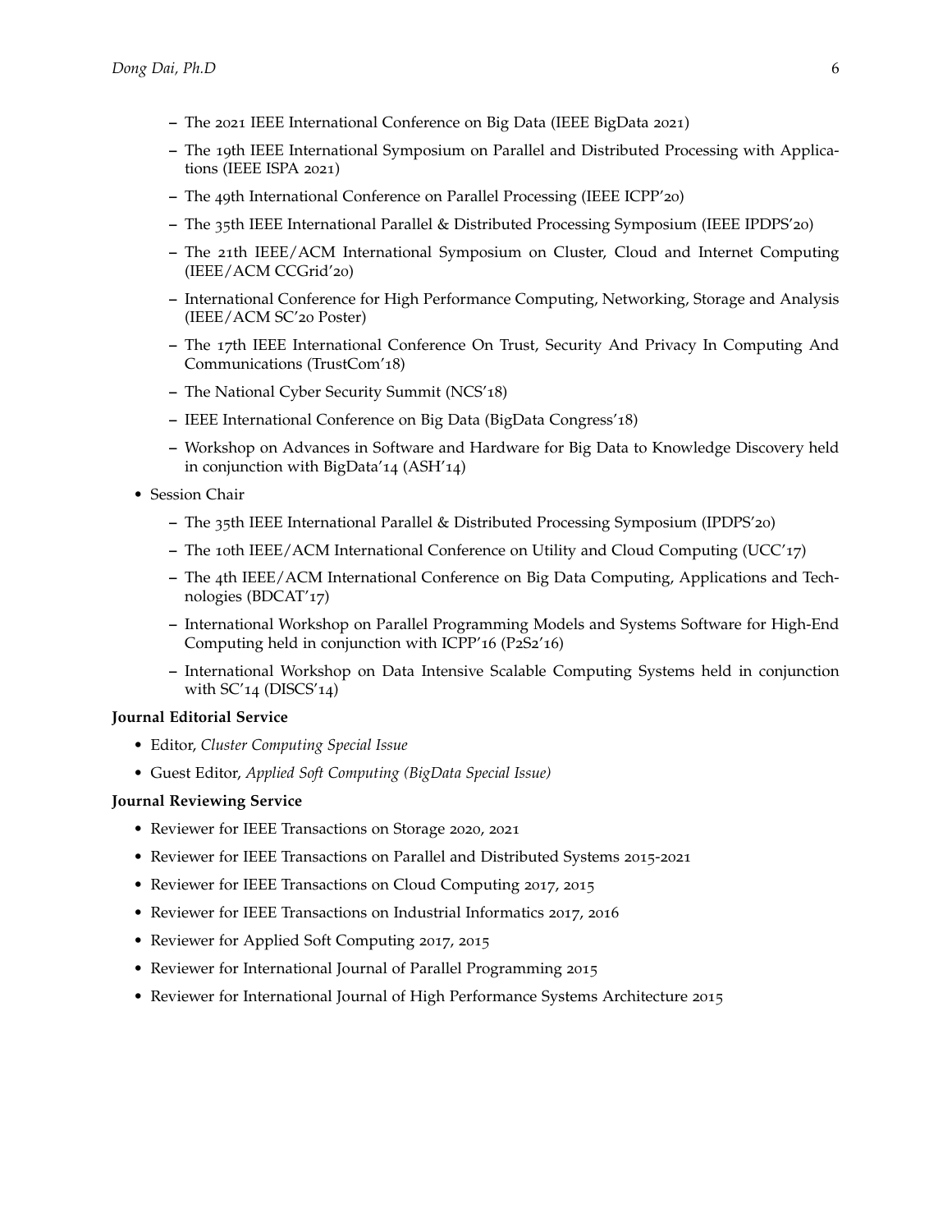- The 2021 IEEE International Conference on Big Data (IEEE BigData 2021)
  - The 19th IEEE International Symposium on Parallel and Distributed Processing with Applications (IEEE ISPA 2021)
  - The 49th International Conference on Parallel Processing (IEEE ICPP'20)
  - The 35th IEEE International Parallel & Distributed Processing Symposium (IEEE IPDPS'20)
  - The 21th IEEE/ACM International Symposium on Cluster, Cloud and Internet Computing (IEEE/ACM CCGrid'20)
  - International Conference for High Performance Computing, Networking, Storage and Analysis (IEEE/ACM SC'20 Poster)
  - The 17th IEEE International Conference On Trust, Security And Privacy In Computing And Communications (TrustCom'18)
  - The National Cyber Security Summit (NCS'18)
  - IEEE International Conference on Big Data (BigData Congress'18)
  - Workshop on Advances in Software and Hardware for Big Data to Knowledge Discovery held in conjunction with BigData'14 (ASH'14)

- Session Chair
  - The 35th IEEE International Parallel & Distributed Processing Symposium (IPDPS'20)
  - The 10th IEEE/ACM International Conference on Utility and Cloud Computing (UCC'17)
  - The 4th IEEE/ACM International Conference on Big Data Computing, Applications and Technologies (BDCAT'17)
  - International Workshop on Parallel Programming Models and Systems Software for High-End Computing held in conjunction with ICPP'16 (P2S2'16)
  - International Workshop on Data Intensive Scalable Computing Systems held in conjunction with SC'14 (DISCS'14)

**Journal Editorial Service**

- Editor, *Cluster Computing Special Issue*
- Guest Editor, *Applied Soft Computing (BigData Special Issue)*

**Journal Reviewing Service**

- Reviewer for IEEE Transactions on Storage 2020, 2021
- Reviewer for IEEE Transactions on Parallel and Distributed Systems 2015-2021
- Reviewer for IEEE Transactions on Cloud Computing 2017, 2015
- Reviewer for IEEE Transactions on Industrial Informatics 2017, 2016
- Reviewer for Applied Soft Computing 2017, 2015
- Reviewer for International Journal of Parallel Programming 2015
- Reviewer for International Journal of High Performance Systems Architecture 2015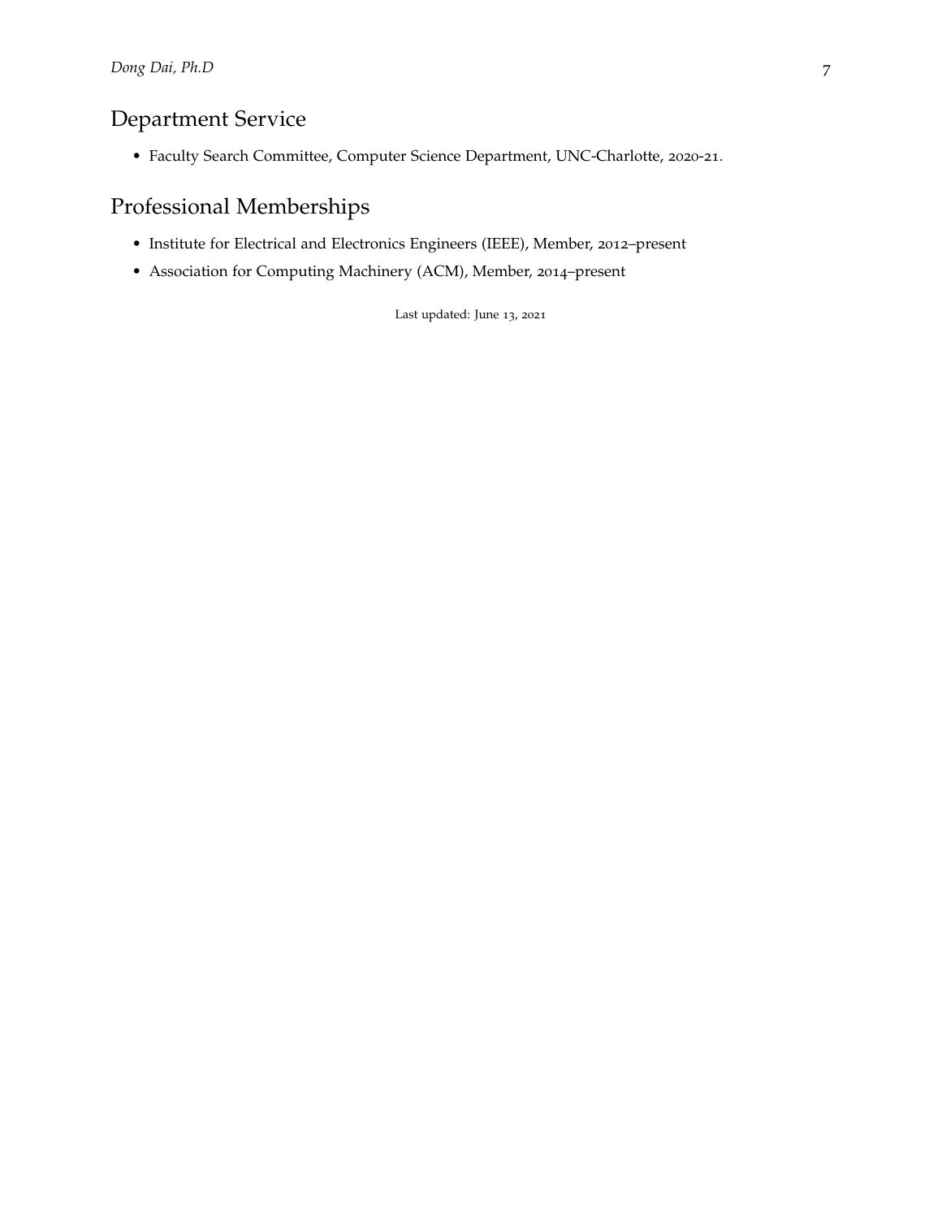## Department Service

- Faculty Search Committee, Computer Science Department, UNC-Charlotte, 2020-21.

## Professional Memberships

- Institute for Electrical and Electronics Engineers (IEEE), Member, 2012–present
- Association for Computing Machinery (ACM), Member, 2014–present

Last updated: June 13, 2021